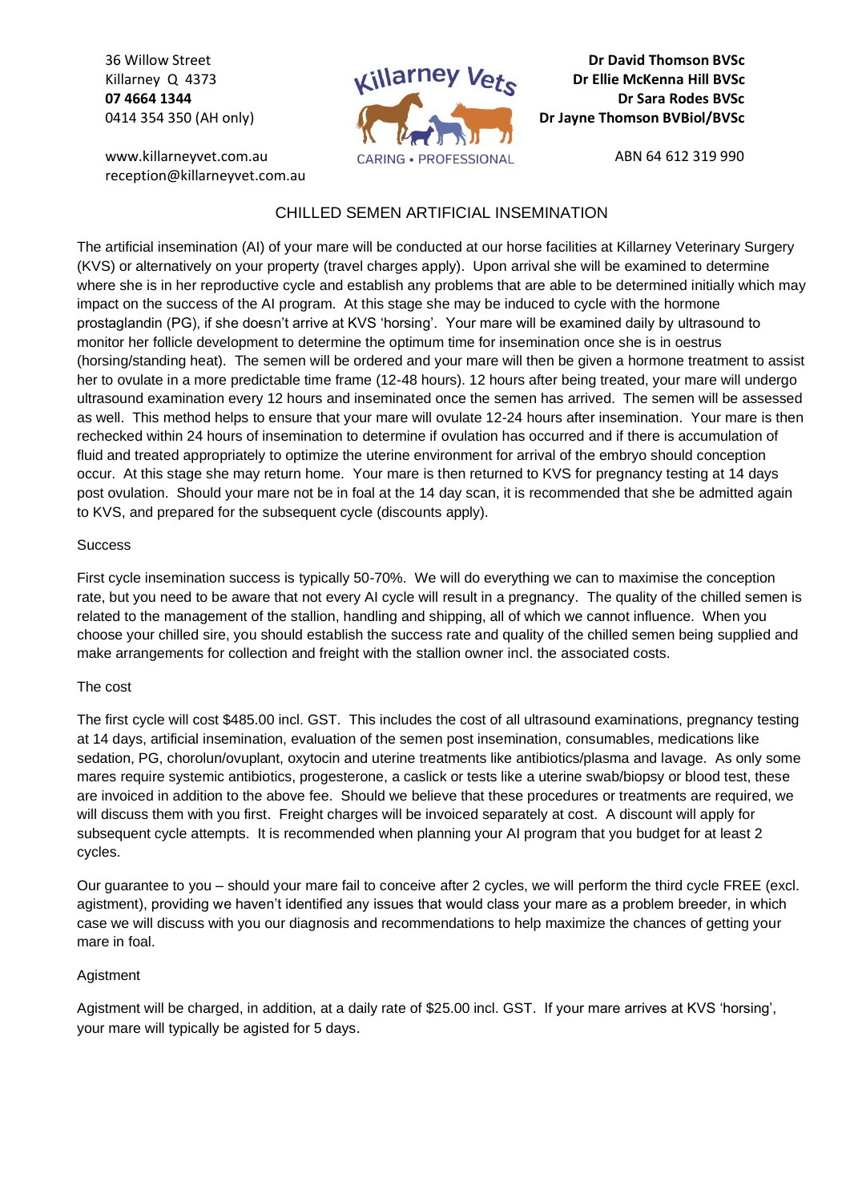36 Willow Street
Killarney Q 4373
**07 4664 1344**
0414 354 350 (AH only)

www.killarneyvet.com.au
reception@killarneyvet.com.au

Killarney Vets
CARING • PROFESSIONAL

**Dr David Thomson BVSc**
**Dr Ellie McKenna Hill BVSc**
**Dr Sara Rodes BVSc**
**Dr Jayne Thomson BVBiol/BVSc**

ABN 64 612 319 990

# CHILLED SEMEN ARTIFICIAL INSEMINATION

The artificial insemination (AI) of your mare will be conducted at our horse facilities at Killarney Veterinary Surgery (KVS) or alternatively on your property (travel charges apply). Upon arrival she will be examined to determine where she is in her reproductive cycle and establish any problems that are able to be determined initially which may impact on the success of the AI program. At this stage she may be induced to cycle with the hormone prostaglandin (PG), if she doesn't arrive at KVS 'horsing'. Your mare will be examined daily by ultrasound to monitor her follicle development to determine the optimum time for insemination once she is in oestrus (horsing/standing heat). The semen will be ordered and your mare will then be given a hormone treatment to assist her to ovulate in a more predictable time frame (12-48 hours). 12 hours after being treated, your mare will undergo ultrasound examination every 12 hours and inseminated once the semen has arrived. The semen will be assessed as well. This method helps to ensure that your mare will ovulate 12-24 hours after insemination. Your mare is then rechecked within 24 hours of insemination to determine if ovulation has occurred and if there is accumulation of fluid and treated appropriately to optimize the uterine environment for arrival of the embryo should conception occur. At this stage she may return home. Your mare is then returned to KVS for pregnancy testing at 14 days post ovulation. Should your mare not be in foal at the 14 day scan, it is recommended that she be admitted again to KVS, and prepared for the subsequent cycle (discounts apply).

## Success

First cycle insemination success is typically 50-70%. We will do everything we can to maximise the conception rate, but you need to be aware that not every AI cycle will result in a pregnancy. The quality of the chilled semen is related to the management of the stallion, handling and shipping, all of which we cannot influence. When you choose your chilled sire, you should establish the success rate and quality of the chilled semen being supplied and make arrangements for collection and freight with the stallion owner incl. the associated costs.

## The cost

The first cycle will cost $485.00 incl. GST. This includes the cost of all ultrasound examinations, pregnancy testing at 14 days, artificial insemination, evaluation of the semen post insemination, consumables, medications like sedation, PG, chorolun/ovuplant, oxytocin and uterine treatments like antibiotics/plasma and lavage. As only some mares require systemic antibiotics, progesterone, a caslick or tests like a uterine swab/biopsy or blood test, these are invoiced in addition to the above fee. Should we believe that these procedures or treatments are required, we will discuss them with you first. Freight charges will be invoiced separately at cost. A discount will apply for subsequent cycle attempts. It is recommended when planning your AI program that you budget for at least 2 cycles.

Our guarantee to you – should your mare fail to conceive after 2 cycles, we will perform the third cycle FREE (excl. agistment), providing we haven't identified any issues that would class your mare as a problem breeder, in which case we will discuss with you our diagnosis and recommendations to help maximize the chances of getting your mare in foal.

## Agistment

Agistment will be charged, in addition, at a daily rate of $25.00 incl. GST. If your mare arrives at KVS 'horsing', your mare will typically be agisted for 5 days.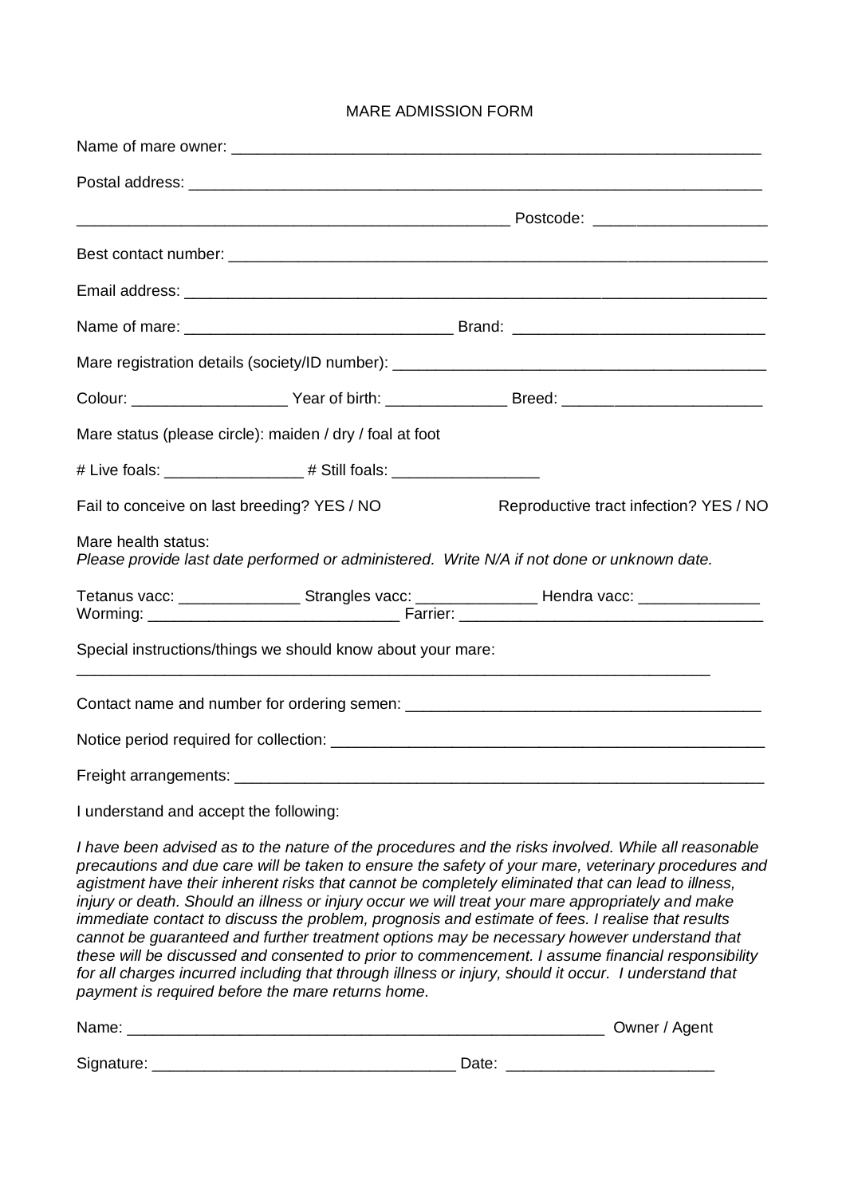# MARE ADMISSION FORM

Name of mare owner: ___________________________________________________________

Postal address: _______________________________________________________________

______________________________________________ Postcode: ___________________

Best contact number: ___________________________________________________________

Email address: _________________________________________________________________

Name of mare: ____________________________ Brand: ____________________________

Mare registration details (society/ID number): _________________________________________

Colour: __________________ Year of birth: ______________ Breed: _______________________

Mare status (please circle): maiden / dry / foal at foot

# Live foals: ________________ # Still foals: _________________

Fail to conceive on last breeding? YES / NO Reproductive tract infection? YES / NO

Mare health status:
*Please provide last date performed or administered. Write N/A if not done or unknown date.*

Tetanus vacc: ______________ Strangles vacc: ______________ Hendra vacc: ______________
Worming: ____________________________ Farrier: ___________________________________

Special instructions/things we should know about your mare:
___________________________________________________________________________

Contact name and number for ordering semen: ________________________________________

Notice period required for collection: _____________________________________________

Freight arrangements: ___________________________________________________________

I understand and accept the following:

*I have been advised as to the nature of the procedures and the risks involved. While all reasonable precautions and due care will be taken to ensure the safety of your mare, veterinary procedures and agistment have their inherent risks that cannot be completely eliminated that can lead to illness, injury or death. Should an illness or injury occur we will treat your mare appropriately and make immediate contact to discuss the problem, prognosis and estimate of fees. I realise that results cannot be guaranteed and further treatment options may be necessary however understand that these will be discussed and consented to prior to commencement. I assume financial responsibility for all charges incurred including that through illness or injury, should it occur. I understand that payment is required before the mare returns home.*

Name: _______________________________________________________ Owner / Agent

Signature: __________________________________ Date: _______________________